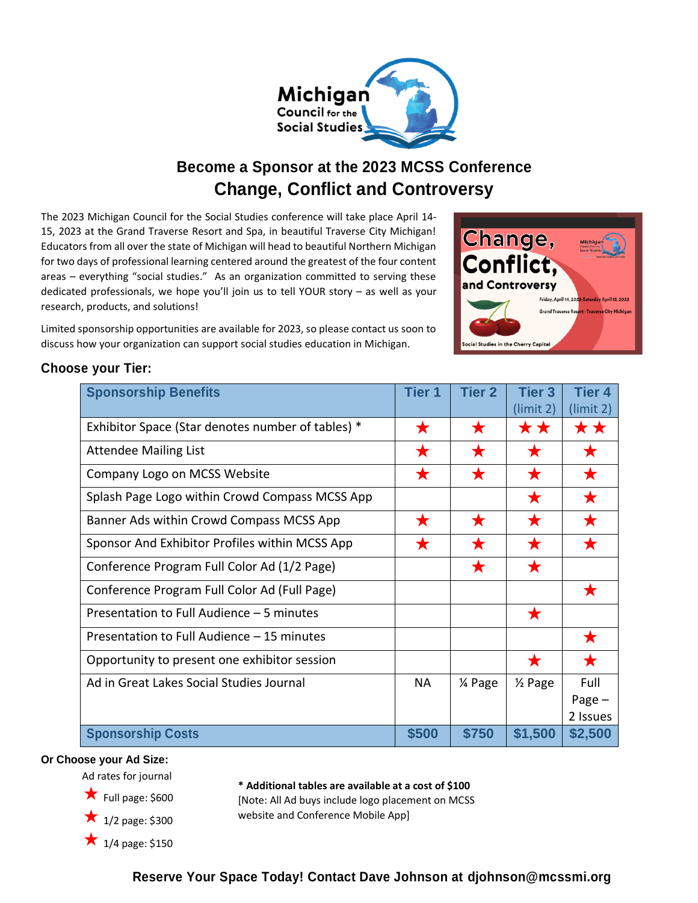# Become a Sponsor at the 2023 MCSS Conference

## Change, Conflict and Controversy

The 2023 Michigan Council for the Social Studies conference will take place April 14-15, 2023 at the Grand Traverse Resort and Spa, in beautiful Traverse City Michigan! Educators from all over the state of Michigan will head to beautiful Northern Michigan for two days of professional learning centered around the greatest of the four content areas – everything "social studies." As an organization committed to serving these dedicated professionals, we hope you'll join us to tell YOUR story – as well as your research, products, and solutions!

Limited sponsorship opportunities are available for 2023, so please contact us soon to discuss how your organization can support social studies education in Michigan.

### Choose your Tier:

| Sponsorship Benefits | Tier 1 | Tier 2 | Tier 3 (limit 2) | Tier 4 (limit 2) |
|---|---|---|---|---|
| Exhibitor Space (Star denotes number of tables) * | ★ | ★ | ★★ | ★★ |
| Attendee Mailing List | ★ | ★ | ★ | ★ |
| Company Logo on MCSS Website | ★ | ★ | ★ | ★ |
| Splash Page Logo within Crowd Compass MCSS App | | | ★ | ★ |
| Banner Ads within Crowd Compass MCSS App | ★ | ★ | ★ | ★ |
| Sponsor And Exhibitor Profiles within MCSS App | ★ | ★ | ★ | ★ |
| Conference Program Full Color Ad (1/2 Page) | | ★ | ★ | |
| Conference Program Full Color Ad (Full Page) | | | | ★ |
| Presentation to Full Audience – 5 minutes | | | ★ | |
| Presentation to Full Audience – 15 minutes | | | | ★ |
| Opportunity to present one exhibitor session | | | ★ | ★ |
| Ad in Great Lakes Social Studies Journal | NA | ¼ Page | ½ Page | Full Page – 2 Issues |
| **Sponsorship Costs** | **$500** | **$750** | **$1,500** | **$2,500** |

### Or Choose your Ad Size:

Ad rates for journal

- Full page: $600
- 1/2 page: $300
- 1/4 page: $150

**\* Additional tables are available at a cost of $100**
[Note: All Ad buys include logo placement on MCSS website and Conference Mobile App]

**Reserve Your Space Today! Contact Dave Johnson at djohnson@mcssmi.org**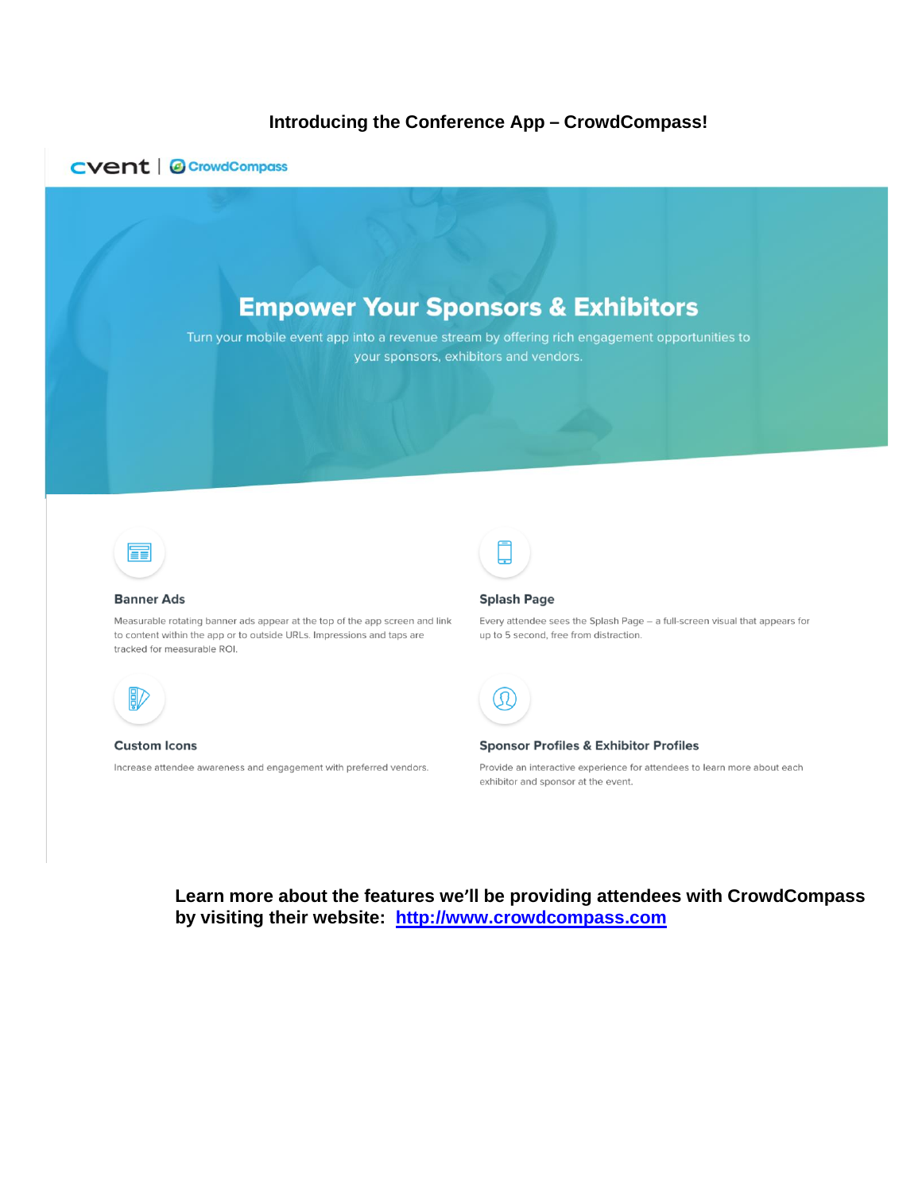**Introducing the Conference App – CrowdCompass!**

cvent | CrowdCompass

# Empower Your Sponsors & Exhibitors

Turn your mobile event app into a revenue stream by offering rich engagement opportunities to your sponsors, exhibitors and vendors.

### Banner Ads

Measurable rotating banner ads appear at the top of the app screen and link to content within the app or to outside URLs. Impressions and taps are tracked for measurable ROI.

### Splash Page

Every attendee sees the Splash Page – a full-screen visual that appears for up to 5 second, free from distraction.

### Custom Icons

Increase attendee awareness and engagement with preferred vendors.

### Sponsor Profiles & Exhibitor Profiles

Provide an interactive experience for attendees to learn more about each exhibitor and sponsor at the event.

**Learn more about the features we'll be providing attendees with CrowdCompass by visiting their website: [http://www.crowdcompass.com](http://www.crowdcompass.com)**